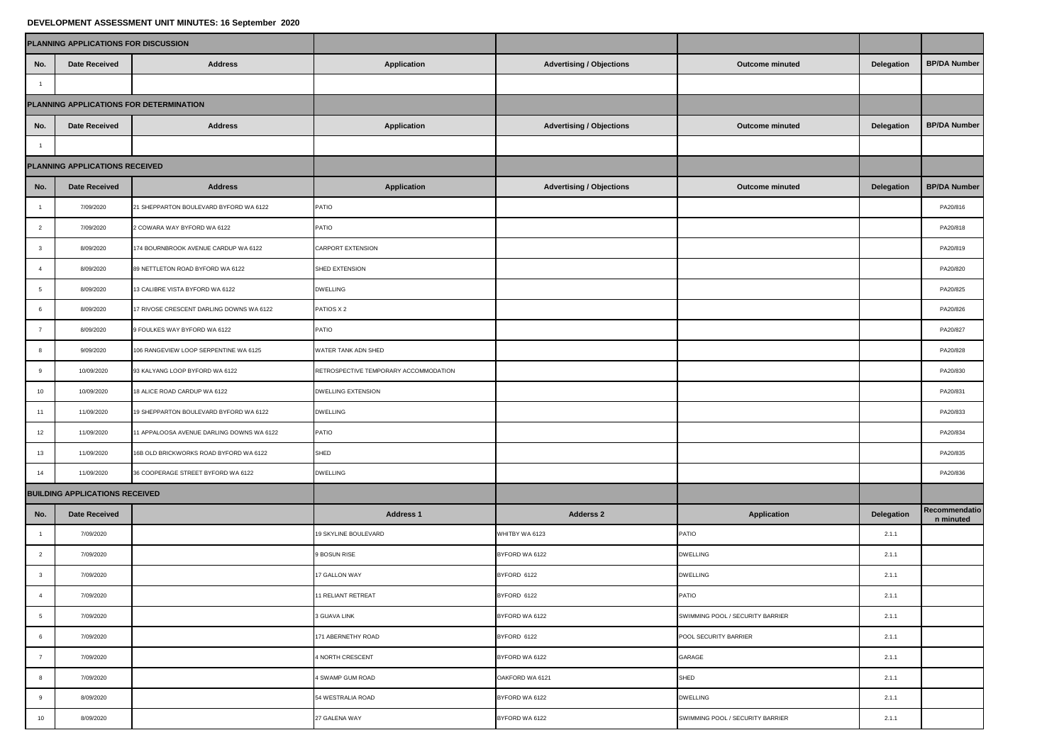# DEVELOPMENT ASSESSMENT UNIT MINUTES: 16 September 2020

| PLANNING APPLICATIONS FOR DISCUSSION | | | | | | | |
|---|---|---|---|---|---|---|---|
| **No.** | **Date Received** | **Address** | **Application** | **Advertising / Objections** | **Outcome minuted** | **Delegation** | **BP/DA Number** |
| 1 | | | | | | | |
| **PLANNING APPLICATIONS FOR DETERMINATION** | | | | | | | |
| **No.** | **Date Received** | **Address** | **Application** | **Advertising / Objections** | **Outcome minuted** | **Delegation** | **BP/DA Number** |
| 1 | | | | | | | |
| **PLANNING APPLICATIONS RECEIVED** | | | | | | | |
| **No.** | **Date Received** | **Address** | **Application** | **Advertising / Objections** | **Outcome minuted** | **Delegation** | **BP/DA Number** |
| 1 | 7/09/2020 | 21 SHEPPARTON BOULEVARD BYFORD WA 6122 | PATIO | | | | PA20/816 |
| 2 | 7/09/2020 | 2 COWARA WAY BYFORD WA 6122 | PATIO | | | | PA20/818 |
| 3 | 8/09/2020 | 174 BOURNBROOK AVENUE CARDUP WA 6122 | CARPORT EXTENSION | | | | PA20/819 |
| 4 | 8/09/2020 | 89 NETTLETON ROAD BYFORD WA 6122 | SHED EXTENSION | | | | PA20/820 |
| 5 | 8/09/2020 | 13 CALIBRE VISTA BYFORD WA 6122 | DWELLING | | | | PA20/825 |
| 6 | 8/09/2020 | 17 RIVOSE CRESCENT DARLING DOWNS WA 6122 | PATIOS X 2 | | | | PA20/826 |
| 7 | 8/09/2020 | 9 FOULKES WAY BYFORD WA 6122 | PATIO | | | | PA20/827 |
| 8 | 9/09/2020 | 106 RANGEVIEW LOOP SERPENTINE WA 6125 | WATER TANK ADN SHED | | | | PA20/828 |
| 9 | 10/09/2020 | 93 KALYANG LOOP BYFORD WA 6122 | RETROSPECTIVE TEMPORARY ACCOMMODATION | | | | PA20/830 |
| 10 | 10/09/2020 | 18 ALICE ROAD CARDUP WA 6122 | DWELLING EXTENSION | | | | PA20/831 |
| 11 | 11/09/2020 | 19 SHEPPARTON BOULEVARD BYFORD WA 6122 | DWELLING | | | | PA20/833 |
| 12 | 11/09/2020 | 11 APPALOOSA AVENUE DARLING DOWNS WA 6122 | PATIO | | | | PA20/834 |
| 13 | 11/09/2020 | 16B OLD BRICKWORKS ROAD BYFORD WA 6122 | SHED | | | | PA20/835 |
| 14 | 11/09/2020 | 36 COOPERAGE STREET BYFORD WA 6122 | DWELLING | | | | PA20/836 |
| **BUILDING APPLICATIONS RECEIVED** | | | | | | | |
| **No.** | **Date Received** | | **Address 1** | **Adderss 2** | **Application** | **Delegation** | **Recommendation minuted** |
| 1 | 7/09/2020 | | 19 SKYLINE BOULEVARD | WHITBY WA 6123 | PATIO | 2.1.1 | |
| 2 | 7/09/2020 | | 9 BOSUN RISE | BYFORD WA 6122 | DWELLING | 2.1.1 | |
| 3 | 7/09/2020 | | 17 GALLON WAY | BYFORD 6122 | DWELLING | 2.1.1 | |
| 4 | 7/09/2020 | | 11 RELIANT RETREAT | BYFORD 6122 | PATIO | 2.1.1 | |
| 5 | 7/09/2020 | | 3 GUAVA LINK | BYFORD WA 6122 | SWIMMING POOL / SECURITY BARRIER | 2.1.1 | |
| 6 | 7/09/2020 | | 171 ABERNETHY ROAD | BYFORD 6122 | POOL SECURITY BARRIER | 2.1.1 | |
| 7 | 7/09/2020 | | 4 NORTH CRESCENT | BYFORD WA 6122 | GARAGE | 2.1.1 | |
| 8 | 7/09/2020 | | 4 SWAMP GUM ROAD | OAKFORD WA 6121 | SHED | 2.1.1 | |
| 9 | 8/09/2020 | | 54 WESTRALIA ROAD | BYFORD WA 6122 | DWELLING | 2.1.1 | |
| 10 | 8/09/2020 | | 27 GALENA WAY | BYFORD WA 6122 | SWIMMING POOL / SECURITY BARRIER | 2.1.1 | |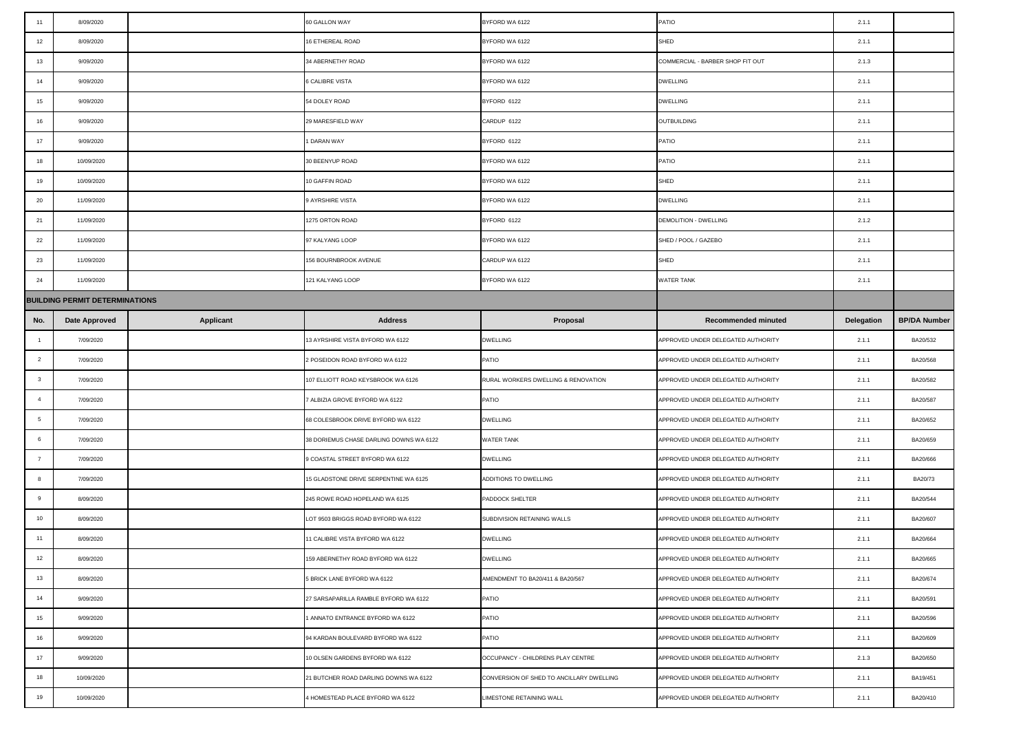| | | | | | | | |
|---|---|---|---|---|---|---|---|
| 11 | 8/09/2020 | | 60 GALLON WAY | BYFORD WA 6122 | PATIO | 2.1.1 | |
| 12 | 8/09/2020 | | 16 ETHEREAL ROAD | BYFORD WA 6122 | SHED | 2.1.1 | |
| 13 | 9/09/2020 | | 34 ABERNETHY ROAD | BYFORD WA 6122 | COMMERCIAL - BARBER SHOP FIT OUT | 2.1.3 | |
| 14 | 9/09/2020 | | 6 CALIBRE VISTA | BYFORD WA 6122 | DWELLING | 2.1.1 | |
| 15 | 9/09/2020 | | 54 DOLEY ROAD | BYFORD 6122 | DWELLING | 2.1.1 | |
| 16 | 9/09/2020 | | 29 MARESFIELD WAY | CARDUP 6122 | OUTBUILDING | 2.1.1 | |
| 17 | 9/09/2020 | | 1 DARAN WAY | BYFORD 6122 | PATIO | 2.1.1 | |
| 18 | 10/09/2020 | | 30 BEENYUP ROAD | BYFORD WA 6122 | PATIO | 2.1.1 | |
| 19 | 10/09/2020 | | 10 GAFFIN ROAD | BYFORD WA 6122 | SHED | 2.1.1 | |
| 20 | 11/09/2020 | | 9 AYRSHIRE VISTA | BYFORD WA 6122 | DWELLING | 2.1.1 | |
| 21 | 11/09/2020 | | 1275 ORTON ROAD | BYFORD 6122 | DEMOLITION - DWELLING | 2.1.2 | |
| 22 | 11/09/2020 | | 97 KALYANG LOOP | BYFORD WA 6122 | SHED / POOL / GAZEBO | 2.1.1 | |
| 23 | 11/09/2020 | | 156 BOURNBROOK AVENUE | CARDUP WA 6122 | SHED | 2.1.1 | |
| 24 | 11/09/2020 | | 121 KALYANG LOOP | BYFORD WA 6122 | WATER TANK | 2.1.1 | |

## BUILDING PERMIT DETERMINATIONS

| No. | Date Approved | Applicant | Address | Proposal | Recommended minuted | Delegation | BP/DA Number |
|---|---|---|---|---|---|---|---|
| 1 | 7/09/2020 | | 13 AYRSHIRE VISTA BYFORD WA 6122 | DWELLING | APPROVED UNDER DELEGATED AUTHORITY | 2.1.1 | BA20/532 |
| 2 | 7/09/2020 | | 2 POSEIDON ROAD BYFORD WA 6122 | PATIO | APPROVED UNDER DELEGATED AUTHORITY | 2.1.1 | BA20/568 |
| 3 | 7/09/2020 | | 107 ELLIOTT ROAD KEYSBROOK WA 6126 | RURAL WORKERS DWELLING & RENOVATION | APPROVED UNDER DELEGATED AUTHORITY | 2.1.1 | BA20/582 |
| 4 | 7/09/2020 | | 7 ALBIZIA GROVE BYFORD WA 6122 | PATIO | APPROVED UNDER DELEGATED AUTHORITY | 2.1.1 | BA20/587 |
| 5 | 7/09/2020 | | 68 COLESBROOK DRIVE BYFORD WA 6122 | DWELLING | APPROVED UNDER DELEGATED AUTHORITY | 2.1.1 | BA20/652 |
| 6 | 7/09/2020 | | 38 DORIEMUS CHASE DARLING DOWNS WA 6122 | WATER TANK | APPROVED UNDER DELEGATED AUTHORITY | 2.1.1 | BA20/659 |
| 7 | 7/09/2020 | | 9 COASTAL STREET BYFORD WA 6122 | DWELLING | APPROVED UNDER DELEGATED AUTHORITY | 2.1.1 | BA20/666 |
| 8 | 7/09/2020 | | 15 GLADSTONE DRIVE SERPENTINE WA 6125 | ADDITIONS TO DWELLING | APPROVED UNDER DELEGATED AUTHORITY | 2.1.1 | BA20/73 |
| 9 | 8/09/2020 | | 245 ROWE ROAD HOPELAND WA 6125 | PADDOCK SHELTER | APPROVED UNDER DELEGATED AUTHORITY | 2.1.1 | BA20/544 |
| 10 | 8/09/2020 | | LOT 9503 BRIGGS ROAD BYFORD WA 6122 | SUBDIVISION RETAINING WALLS | APPROVED UNDER DELEGATED AUTHORITY | 2.1.1 | BA20/607 |
| 11 | 8/09/2020 | | 11 CALIBRE VISTA BYFORD WA 6122 | DWELLING | APPROVED UNDER DELEGATED AUTHORITY | 2.1.1 | BA20/664 |
| 12 | 8/09/2020 | | 159 ABERNETHY ROAD BYFORD WA 6122 | DWELLING | APPROVED UNDER DELEGATED AUTHORITY | 2.1.1 | BA20/665 |
| 13 | 8/09/2020 | | 5 BRICK LANE BYFORD WA 6122 | AMENDMENT TO BA20/411 & BA20/567 | APPROVED UNDER DELEGATED AUTHORITY | 2.1.1 | BA20/674 |
| 14 | 9/09/2020 | | 27 SARSAPARILLA RAMBLE BYFORD WA 6122 | PATIO | APPROVED UNDER DELEGATED AUTHORITY | 2.1.1 | BA20/591 |
| 15 | 9/09/2020 | | 1 ANNATO ENTRANCE BYFORD WA 6122 | PATIO | APPROVED UNDER DELEGATED AUTHORITY | 2.1.1 | BA20/596 |
| 16 | 9/09/2020 | | 94 KARDAN BOULEVARD BYFORD WA 6122 | PATIO | APPROVED UNDER DELEGATED AUTHORITY | 2.1.1 | BA20/609 |
| 17 | 9/09/2020 | | 10 OLSEN GARDENS BYFORD WA 6122 | OCCUPANCY - CHILDRENS PLAY CENTRE | APPROVED UNDER DELEGATED AUTHORITY | 2.1.3 | BA20/650 |
| 18 | 10/09/2020 | | 21 BUTCHER ROAD DARLING DOWNS WA 6122 | CONVERSION OF SHED TO ANCILLARY DWELLING | APPROVED UNDER DELEGATED AUTHORITY | 2.1.1 | BA19/451 |
| 19 | 10/09/2020 | | 4 HOMESTEAD PLACE BYFORD WA 6122 | LIMESTONE RETAINING WALL | APPROVED UNDER DELEGATED AUTHORITY | 2.1.1 | BA20/410 |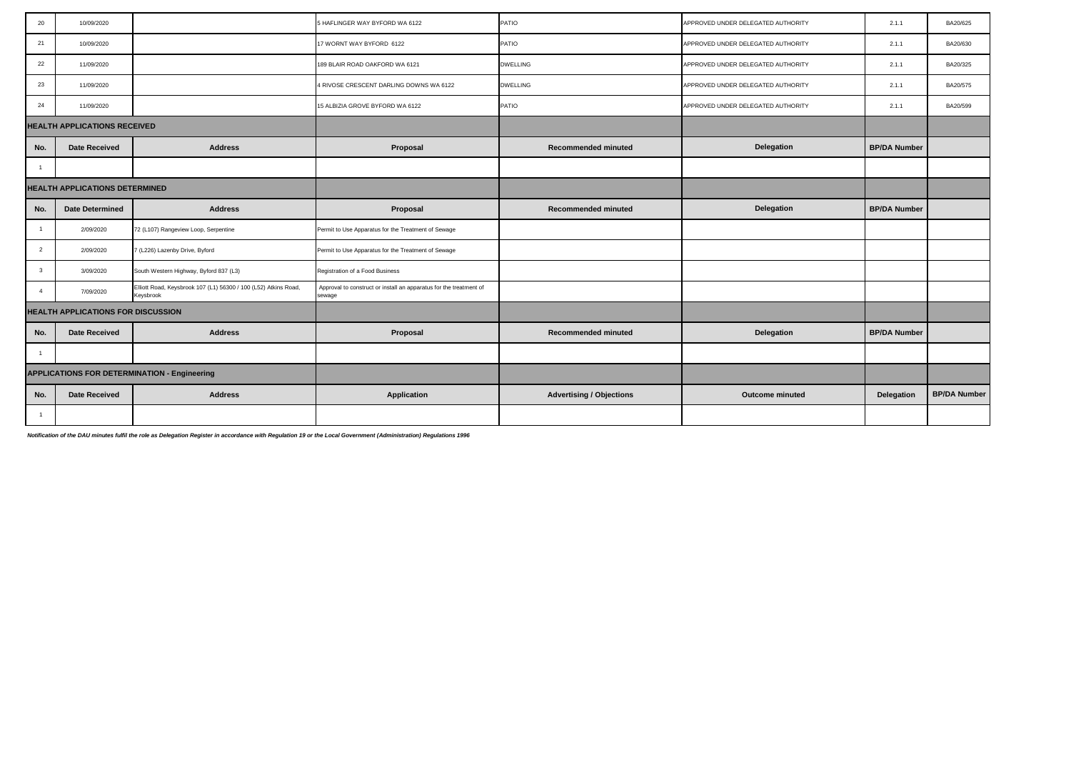| | | | | | | | |
|---|---|---|---|---|---|---|---|
| 20 | 10/09/2020 | | 5 HAFLINGER WAY BYFORD WA 6122 | PATIO | APPROVED UNDER DELEGATED AUTHORITY | 2.1.1 | BA20/625 |
| 21 | 10/09/2020 | | 17 WORNT WAY BYFORD 6122 | PATIO | APPROVED UNDER DELEGATED AUTHORITY | 2.1.1 | BA20/630 |
| 22 | 11/09/2020 | | 189 BLAIR ROAD OAKFORD WA 6121 | DWELLING | APPROVED UNDER DELEGATED AUTHORITY | 2.1.1 | BA20/325 |
| 23 | 11/09/2020 | | 4 RIVOSE CRESCENT DARLING DOWNS WA 6122 | DWELLING | APPROVED UNDER DELEGATED AUTHORITY | 2.1.1 | BA20/575 |
| 24 | 11/09/2020 | | 15 ALBIZIA GROVE BYFORD WA 6122 | PATIO | APPROVED UNDER DELEGATED AUTHORITY | 2.1.1 | BA20/599 |

**HEALTH APPLICATIONS RECEIVED**

| No. | Date Received | Address | Proposal | Recommended minuted | Delegation | BP/DA Number |
|---|---|---|---|---|---|---|
| 1 | | | | | | |

**HEALTH APPLICATIONS DETERMINED**

| No. | Date Determined | Address | Proposal | Recommended minuted | Delegation | BP/DA Number |
|---|---|---|---|---|---|---|
| 1 | 2/09/2020 | 72 (L107) Rangeview Loop, Serpentine | Permit to Use Apparatus for the Treatment of Sewage | | | |
| 2 | 2/09/2020 | 7 (L226) Lazenby Drive, Byford | Permit to Use Apparatus for the Treatment of Sewage | | | |
| 3 | 3/09/2020 | South Western Highway, Byford 837 (L3) | Registration of a Food Business | | | |
| 4 | 7/09/2020 | Elliott Road, Keysbrook 107 (L1) 56300 / 100 (L52) Atkins Road, Keysbrook | Approval to construct or install an apparatus for the treatment of sewage | | | |

**HEALTH APPLICATIONS FOR DISCUSSION**

| No. | Date Received | Address | Proposal | Recommended minuted | Delegation | BP/DA Number |
|---|---|---|---|---|---|---|
| 1 | | | | | | |

**APPLICATIONS FOR DETERMINATION - Engineering**

| No. | Date Received | Address | Application | Advertising / Objections | Outcome minuted | Delegation | BP/DA Number |
|---|---|---|---|---|---|---|---|
| 1 | | | | | | | |

***Notification of the DAU minutes fulfil the role as Delegation Register in accordance with Regulation 19 or the Local Government (Administration) Regulations 1996***